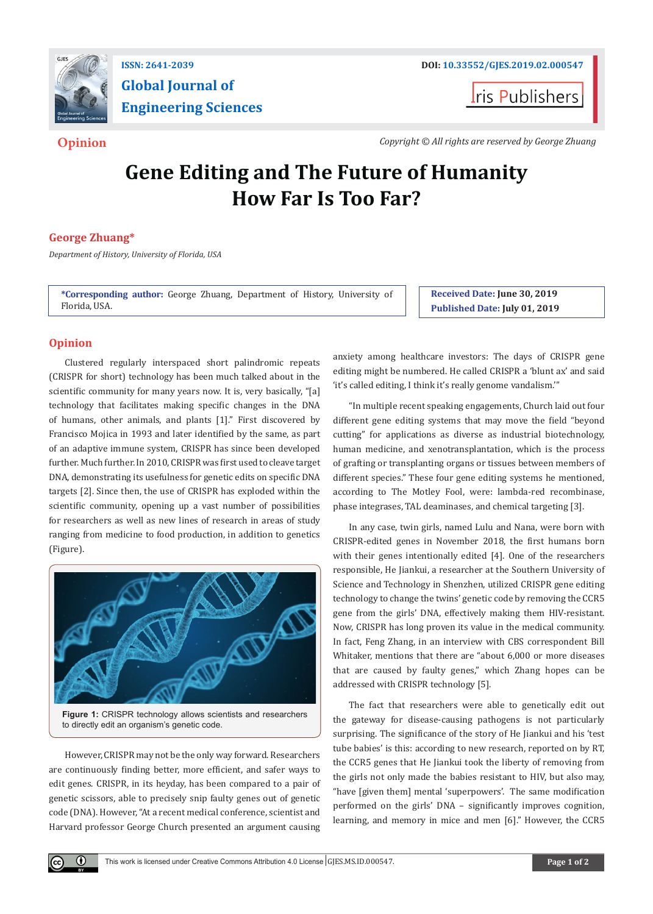ISSN: 2641-2039

# Global Journal of Engineering Sciences

DOI: 10.33552/GJES.2019.02.000547

Iris Publishers

**Opinion**

*Copyright © All rights are reserved by George Zhuang*

# Gene Editing and The Future of Humanity How Far Is Too Far?

**George Zhuang***

*Department of History, University of Florida, USA*

**\*Corresponding author:** George Zhuang, Department of History, University of Florida, USA.

**Received Date:** June 30, 2019

**Published Date:** July 01, 2019

## Opinion

Clustered regularly interspaced short palindromic repeats (CRISPR for short) technology has been much talked about in the scientific community for many years now. It is, very basically, "[a] technology that facilitates making specific changes in the DNA of humans, other animals, and plants [1]." First discovered by Francisco Mojica in 1993 and later identified by the same, as part of an adaptive immune system, CRISPR has since been developed further. Much further. In 2010, CRISPR was first used to cleave target DNA, demonstrating its usefulness for genetic edits on specific DNA targets [2]. Since then, the use of CRISPR has exploded within the scientific community, opening up a vast number of possibilities for researchers as well as new lines of research in areas of study ranging from medicine to food production, in addition to genetics (Figure).

**Figure 1:** CRISPR technology allows scientists and researchers to directly edit an organism's genetic code.

However, CRISPR may not be the only way forward. Researchers are continuously finding better, more efficient, and safer ways to edit genes. CRISPR, in its heyday, has been compared to a pair of genetic scissors, able to precisely snip faulty genes out of genetic code (DNA). However, "At a recent medical conference, scientist and Harvard professor George Church presented an argument causing anxiety among healthcare investors: The days of CRISPR gene editing might be numbered. He called CRISPR a 'blunt ax' and said 'it's called editing, I think it's really genome vandalism.'"

"In multiple recent speaking engagements, Church laid out four different gene editing systems that may move the field "beyond cutting" for applications as diverse as industrial biotechnology, human medicine, and xenotransplantation, which is the process of grafting or transplanting organs or tissues between members of different species." These four gene editing systems he mentioned, according to The Motley Fool, were: lambda-red recombinase, phase integrases, TAL deaminases, and chemical targeting [3].

In any case, twin girls, named Lulu and Nana, were born with CRISPR-edited genes in November 2018, the first humans born with their genes intentionally edited [4]. One of the researchers responsible, He Jiankui, a researcher at the Southern University of Science and Technology in Shenzhen, utilized CRISPR gene editing technology to change the twins' genetic code by removing the CCR5 gene from the girls' DNA, effectively making them HIV-resistant. Now, CRISPR has long proven its value in the medical community. In fact, Feng Zhang, in an interview with CBS correspondent Bill Whitaker, mentions that there are "about 6,000 or more diseases that are caused by faulty genes," which Zhang hopes can be addressed with CRISPR technology [5].

The fact that researchers were able to genetically edit out the gateway for disease-causing pathogens is not particularly surprising. The significance of the story of He Jiankui and his 'test tube babies' is this: according to new research, reported on by RT, the CCR5 genes that He Jiankui took the liberty of removing from the girls not only made the babies resistant to HIV, but also may, "have [given them] mental 'superpowers'. The same modification performed on the girls' DNA – significantly improves cognition, learning, and memory in mice and men [6]." However, the CCR5

This work is licensed under Creative Commons Attribution 4.0 License GJES.MS.ID.000547.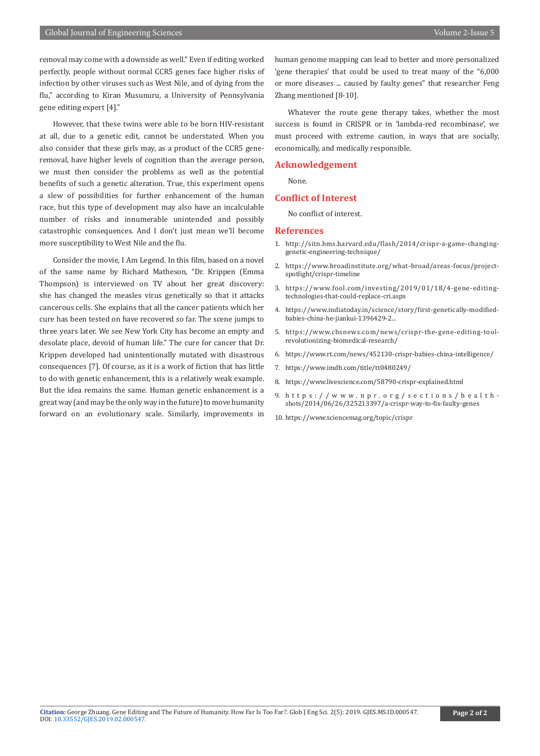removal may come with a downside as well." Even if editing worked perfectly, people without normal CCR5 genes face higher risks of infection by other viruses such as West Nile, and of dying from the flu," according to Kiran Musunuru, a University of Pennsylvania gene editing expert [4]."

However, that these twins were able to be born HIV-resistant at all, due to a genetic edit, cannot be understated. When you also consider that these girls may, as a product of the CCR5 gene-removal, have higher levels of cognition than the average person, we must then consider the problems as well as the potential benefits of such a genetic alteration. True, this experiment opens a slew of possibilities for further enhancement of the human race, but this type of development may also have an incalculable number of risks and innumerable unintended and possibly catastrophic consequences. And I don't just mean we'll become more susceptibility to West Nile and the flu.

Consider the movie, I Am Legend. In this film, based on a novel of the same name by Richard Matheson, "Dr. Krippen (Emma Thompson) is interviewed on TV about her great discovery: she has changed the measles virus genetically so that it attacks cancerous cells. She explains that all the cancer patients which her cure has been tested on have recovered so far. The scene jumps to three years later. We see New York City has become an empty and desolate place, devoid of human life." The cure for cancer that Dr. Krippen developed had unintentionally mutated with disastrous consequences [7]. Of course, as it is a work of fiction that has little to do with genetic enhancement, this is a relatively weak example. But the idea remains the same. Human genetic enhancement is a great way (and may be the only way in the future) to move humanity forward on an evolutionary scale. Similarly, improvements in human genome mapping can lead to better and more personalized 'gene therapies' that could be used to treat many of the "6,000 or more diseases ... caused by faulty genes" that researcher Feng Zhang mentioned [8-10].

Whatever the route gene therapy takes, whether the most success is found in CRISPR or in 'lambda-red recombinase', we must proceed with extreme caution, in ways that are socially, economically, and medically responsible.

## Acknowledgement

None.

## Conflict of Interest

No conflict of interest.

## References

1. http://sitn.hms.harvard.edu/flash/2014/crispr-a-game-changing-genetic-engineering-technique/
2. https://www.broadinstitute.org/what-broad/areas-focus/project-spotlight/crispr-timeline
3. https://www.fool.com/investing/2019/01/18/4-gene-editing-technologies-that-could-replace-cri.aspx
4. https://www.indiatoday.in/science/story/first-genetically-modified-babies-china-he-jiankui-1396429-2...
5. https://www.cbsnews.com/news/crispr-the-gene-editing-tool-revolutionizing-biomedical-research/
6. https://www.rt.com/news/452130-crispr-babies-china-intelligence/
7. https://www.imdb.com/title/tt0480249/
8. https://www.livescience.com/58790-crispr-explained.html
9. https://www.npr.org/sections/health-shots/2014/06/26/325213397/a-crispr-way-to-fix-faulty-genes
10. https://www.sciencemag.org/topic/crispr